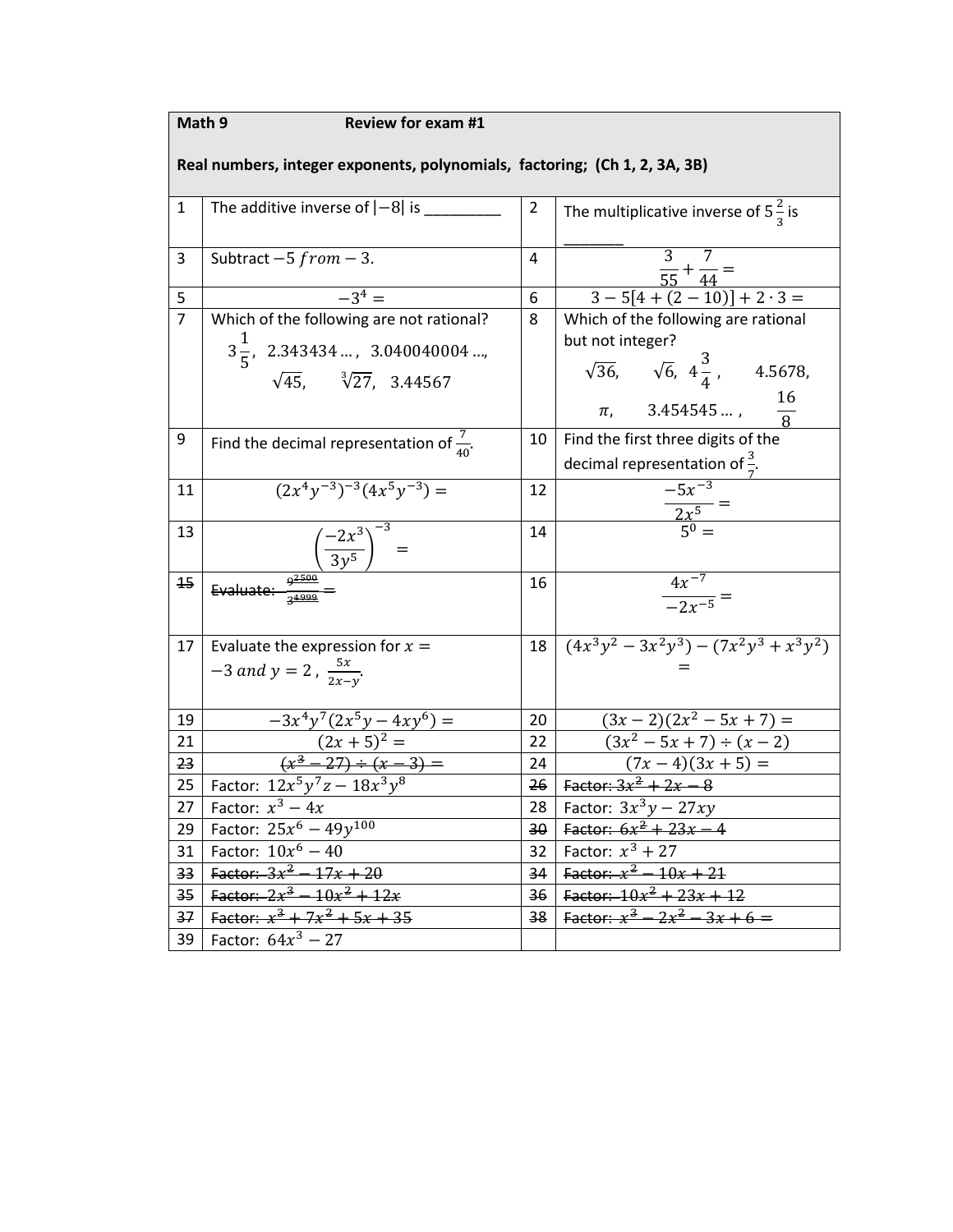**Math 9 Review for exam #1**

**Real numbers, integer exponents, polynomials, factoring; (Ch 1, 2, 3A, 3B)**

| # | Problem | # | Problem |
|---|---|---|---|
| 1 | The additive inverse of $\lvert -8 \rvert$ is _________ | 2 | The multiplicative inverse of $5\frac{2}{3}$ is _______ |
| 3 | Subtract $-5$ *from* $-3$. | 4 | $\frac{3}{55}+\frac{7}{44}=$ |
| 5 | $-3^4=$ | 6 | $3-5[4+(2-10)]+2\cdot 3=$ |
| 7 | Which of the following are not rational? $3\frac{1}{5}$, $2.343434\ldots$, $3.040040004\ldots$, $\sqrt{45}$, $\sqrt[3]{27}$, $3.44567$ | 8 | Which of the following are rational but not integer? $\sqrt{36}$, $\sqrt{6}$, $4\frac{3}{4}$, $4.5678$, $\pi$, $3.454545\ldots$, $\frac{16}{8}$ |
| 9 | Find the decimal representation of $\frac{7}{40}$. | 10 | Find the first three digits of the decimal representation of $\frac{3}{7}$. |
| 11 | $(2x^4y^{-3})^{-3}(4x^5y^{-3})=$ | 12 | $\frac{-5x^{-3}}{2x^5}=$ |
| 13 | $\left(\frac{-2x^3}{3y^5}\right)^{-3}=$ | 14 | $5^0=$ |
| ~~15~~ | ~~Evaluate: $\frac{9^{2500}}{3^{4999}}=$~~ | 16 | $\frac{4x^{-7}}{-2x^{-5}}=$ |
| 17 | Evaluate the expression for $x=-3$ *and* $y=2$, $\frac{5x}{2x-y}$. | 18 | $(4x^3y^2-3x^2y^3)-(7x^2y^3+x^3y^2)=$ |
| 19 | $-3x^4y^7(2x^5y-4xy^6)=$ | 20 | $(3x-2)(2x^2-5x+7)=$ |
| 21 | $(2x+5)^2=$ | 22 | $(3x^2-5x+7)\div(x-2)$ |
| ~~23~~ | ~~$(x^3-27)\div(x-3)=$~~ | 24 | $(7x-4)(3x+5)=$ |
| 25 | Factor: $12x^5y^7z-18x^3y^8$ | ~~26~~ | ~~Factor: $3x^2+2x-8$~~ |
| 27 | Factor: $x^3-4x$ | 28 | Factor: $3x^3y-27xy$ |
| 29 | Factor: $25x^6-49y^{100}$ | ~~30~~ | ~~Factor: $6x^2+23x-4$~~ |
| 31 | Factor: $10x^6-40$ | 32 | Factor: $x^3+27$ |
| ~~33~~ | ~~Factor: $3x^2-17x+20$~~ | ~~34~~ | ~~Factor: $x^2-10x+21$~~ |
| ~~35~~ | ~~Factor: $2x^3-10x^2+12x$~~ | ~~36~~ | ~~Factor: $10x^2+23x+12$~~ |
| ~~37~~ | ~~Factor: $x^3+7x^2+5x+35$~~ | ~~38~~ | ~~Factor: $x^3-2x^2-3x+6=$~~ |
| 39 | Factor: $64x^3-27$ | | |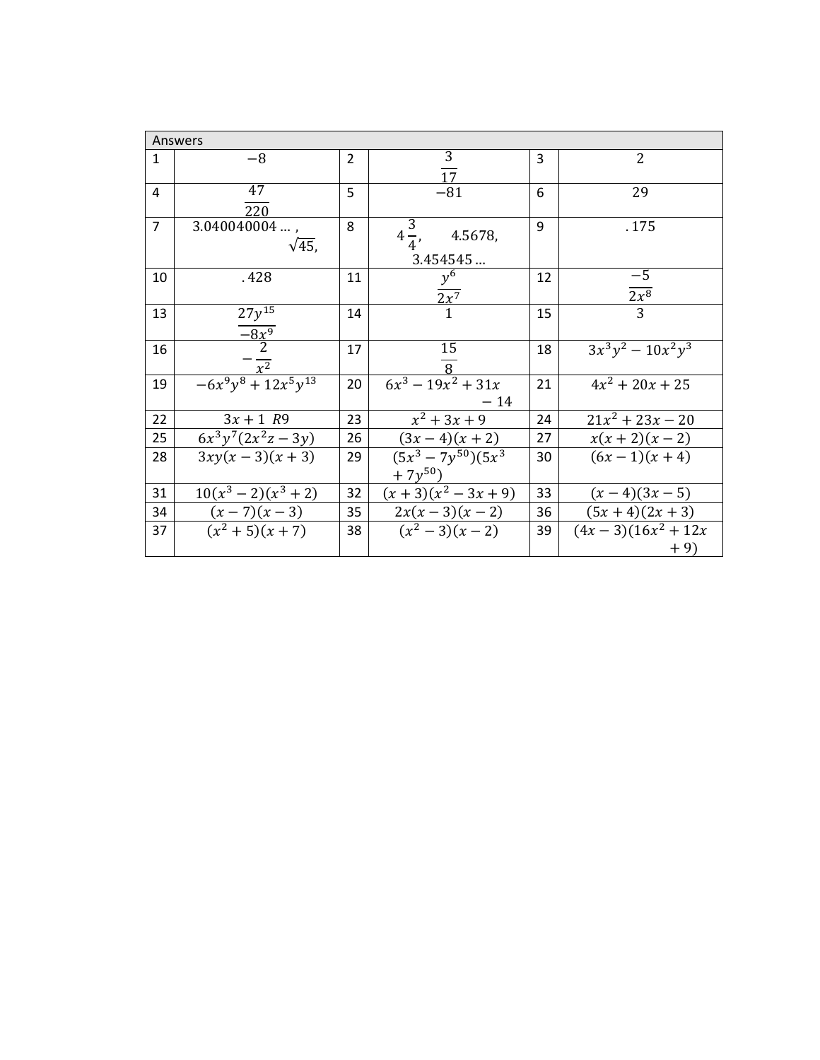| Answers | | | | | |
|---|---|---|---|---|---|
| 1 | $-8$ | 2 | $\frac{3}{17}$ | 3 | $2$ |
| 4 | $\frac{47}{220}$ | 5 | $-81$ | 6 | $29$ |
| 7 | $3.040040004\ldots,\ \sqrt{45},$ | 8 | $4\frac{3}{4},\quad 4.5678,\ 3.454545\ldots$ | 9 | $.175$ |
| 10 | $.428$ | 11 | $\frac{y^6}{2x^7}$ | 12 | $\frac{-5}{2x^8}$ |
| 13 | $\frac{27y^{15}}{-8x^9}$ | 14 | $1$ | 15 | $3$ |
| 16 | $-\frac{2}{x^2}$ | 17 | $\frac{15}{8}$ | 18 | $3x^3y^2 - 10x^2y^3$ |
| 19 | $-6x^9y^8 + 12x^5y^{13}$ | 20 | $6x^3 - 19x^2 + 31x - 14$ | 21 | $4x^2 + 20x + 25$ |
| 22 | $3x + 1\ \ R9$ | 23 | $x^2 + 3x + 9$ | 24 | $21x^2 + 23x - 20$ |
| 25 | $6x^3y^7(2x^2z - 3y)$ | 26 | $(3x - 4)(x + 2)$ | 27 | $x(x + 2)(x - 2)$ |
| 28 | $3xy(x - 3)(x + 3)$ | 29 | $(5x^3 - 7y^{50})(5x^3 + 7y^{50})$ | 30 | $(6x - 1)(x + 4)$ |
| 31 | $10(x^3 - 2)(x^3 + 2)$ | 32 | $(x + 3)(x^2 - 3x + 9)$ | 33 | $(x - 4)(3x - 5)$ |
| 34 | $(x - 7)(x - 3)$ | 35 | $2x(x - 3)(x - 2)$ | 36 | $(5x + 4)(2x + 3)$ |
| 37 | $(x^2 + 5)(x + 7)$ | 38 | $(x^2 - 3)(x - 2)$ | 39 | $(4x - 3)(16x^2 + 12x + 9)$ |